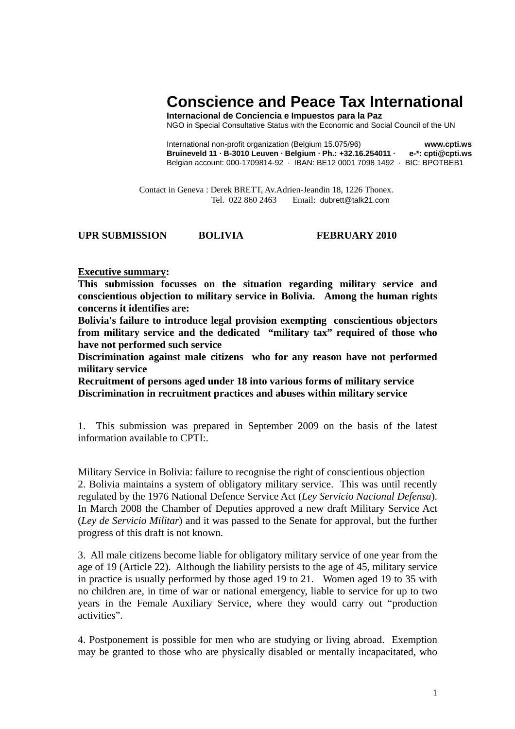# Conscience and Peace Tax International

**Internacional de Conciencia e Impuestos para la Paz**
NGO in Special Consultative Status with the Economic and Social Council of the UN

International non-profit organization (Belgium 15.075/96) **www.cpti.ws**
**Bruineveld 11 · B-3010 Leuven · Belgium · Ph.: +32.16.254011 · e-*: cpti@cpti.ws**
Belgian account: 000-1709814-92 · IBAN: BE12 0001 7098 1492 · BIC: BPOTBEB1

Contact in Geneva : Derek BRETT, Av.Adrien-Jeandin 18, 1226 Thonex.
Tel. 022 860 2463 Email: dubrett@talk21.com

**UPR SUBMISSION BOLIVIA FEBRUARY 2010**

**<u>Executive summary</u>:**
**This submission focusses on the situation regarding military service and conscientious objection to military service in Bolivia. Among the human rights concerns it identifies are:**
**Bolivia's failure to introduce legal provision exempting conscientious objectors from military service and the dedicated "military tax" required of those who have not performed such service**
**Discrimination against male citizens who for any reason have not performed military service**
**Recruitment of persons aged under 18 into various forms of military service**
**Discrimination in recruitment practices and abuses within military service**

1. This submission was prepared in September 2009 on the basis of the latest information available to CPTI:.

<u>Military Service in Bolivia: failure to recognise the right of conscientious objection</u>
2. Bolivia maintains a system of obligatory military service. This was until recently regulated by the 1976 National Defence Service Act (*Ley Servicio Nacional Defensa*). In March 2008 the Chamber of Deputies approved a new draft Military Service Act (*Ley de Servicio Militar*) and it was passed to the Senate for approval, but the further progress of this draft is not known.

3. All male citizens become liable for obligatory military service of one year from the age of 19 (Article 22). Although the liability persists to the age of 45, military service in practice is usually performed by those aged 19 to 21. Women aged 19 to 35 with no children are, in time of war or national emergency, liable to service for up to two years in the Female Auxiliary Service, where they would carry out "production activities".

4. Postponement is possible for men who are studying or living abroad. Exemption may be granted to those who are physically disabled or mentally incapacitated, who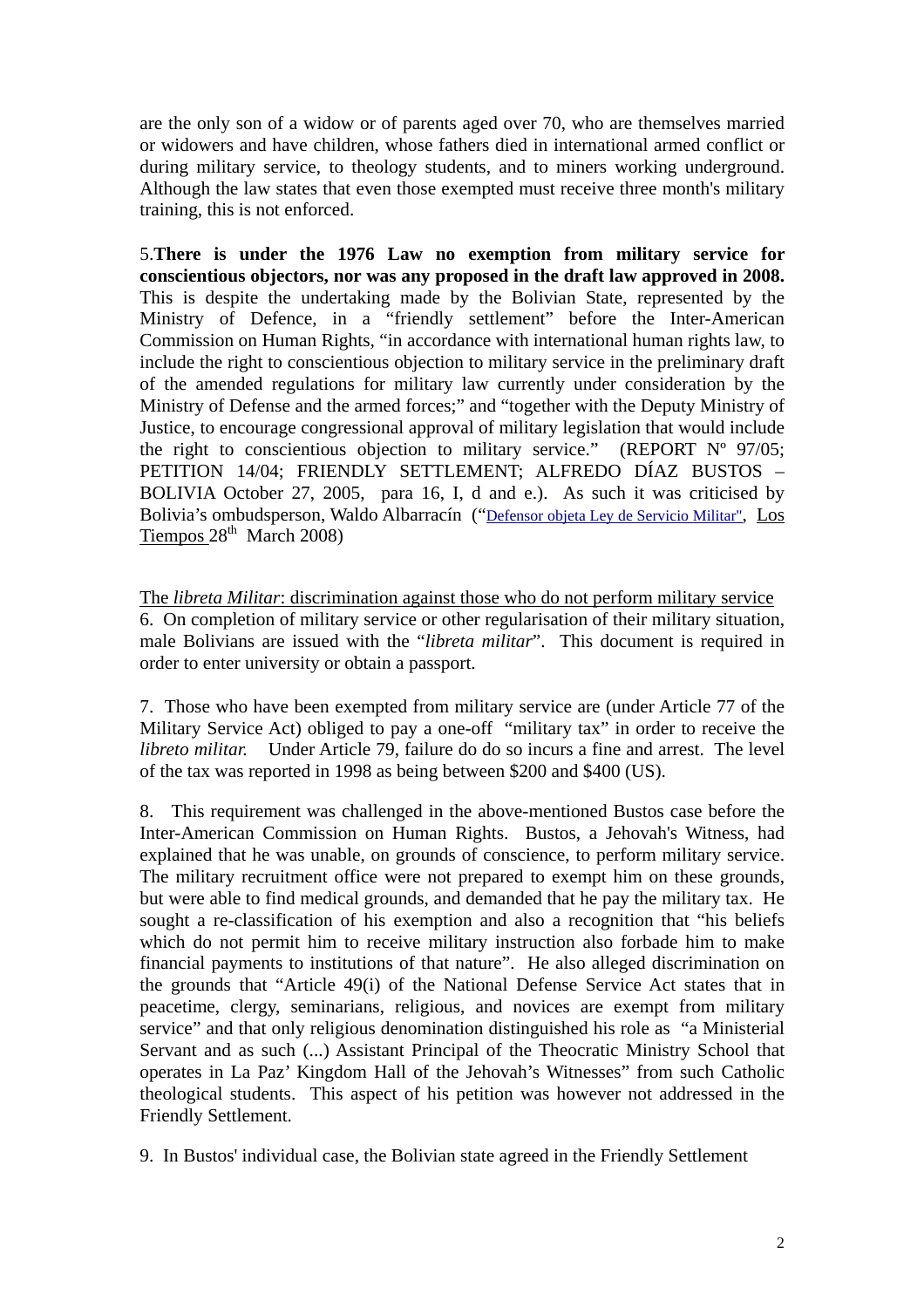are the only son of a widow or of parents aged over 70, who are themselves married or widowers and have children, whose fathers died in international armed conflict or during military service, to theology students, and to miners working underground. Although the law states that even those exempted must receive three month's military training, this is not enforced.

5.**There is under the 1976 Law no exemption from military service for conscientious objectors, nor was any proposed in the draft law approved in 2008.** This is despite the undertaking made by the Bolivian State, represented by the Ministry of Defence, in a "friendly settlement" before the Inter-American Commission on Human Rights, "in accordance with international human rights law, to include the right to conscientious objection to military service in the preliminary draft of the amended regulations for military law currently under consideration by the Ministry of Defense and the armed forces;" and "together with the Deputy Ministry of Justice, to encourage congressional approval of military legislation that would include the right to conscientious objection to military service." (REPORT Nº 97/05; PETITION 14/04; FRIENDLY SETTLEMENT; ALFREDO DÍAZ BUSTOS – BOLIVIA October 27, 2005, para 16, I, d and e.). As such it was criticised by Bolivia's ombudsperson, Waldo Albarracín ("Defensor objeta Ley de Servicio Militar", Los Tiempos 28th March 2008)

The *libreta Militar*: discrimination against those who do not perform military service

6. On completion of military service or other regularisation of their military situation, male Bolivians are issued with the "*libreta militar*". This document is required in order to enter university or obtain a passport.

7. Those who have been exempted from military service are (under Article 77 of the Military Service Act) obliged to pay a one-off "military tax" in order to receive the *libreto militar.* Under Article 79, failure do do so incurs a fine and arrest. The level of the tax was reported in 1998 as being between $200 and $400 (US).

8. This requirement was challenged in the above-mentioned Bustos case before the Inter-American Commission on Human Rights. Bustos, a Jehovah's Witness, had explained that he was unable, on grounds of conscience, to perform military service. The military recruitment office were not prepared to exempt him on these grounds, but were able to find medical grounds, and demanded that he pay the military tax. He sought a re-classification of his exemption and also a recognition that "his beliefs which do not permit him to receive military instruction also forbade him to make financial payments to institutions of that nature". He also alleged discrimination on the grounds that "Article 49(i) of the National Defense Service Act states that in peacetime, clergy, seminarians, religious, and novices are exempt from military service" and that only religious denomination distinguished his role as "a Ministerial Servant and as such (...) Assistant Principal of the Theocratic Ministry School that operates in La Paz' Kingdom Hall of the Jehovah's Witnesses" from such Catholic theological students. This aspect of his petition was however not addressed in the Friendly Settlement.

9. In Bustos' individual case, the Bolivian state agreed in the Friendly Settlement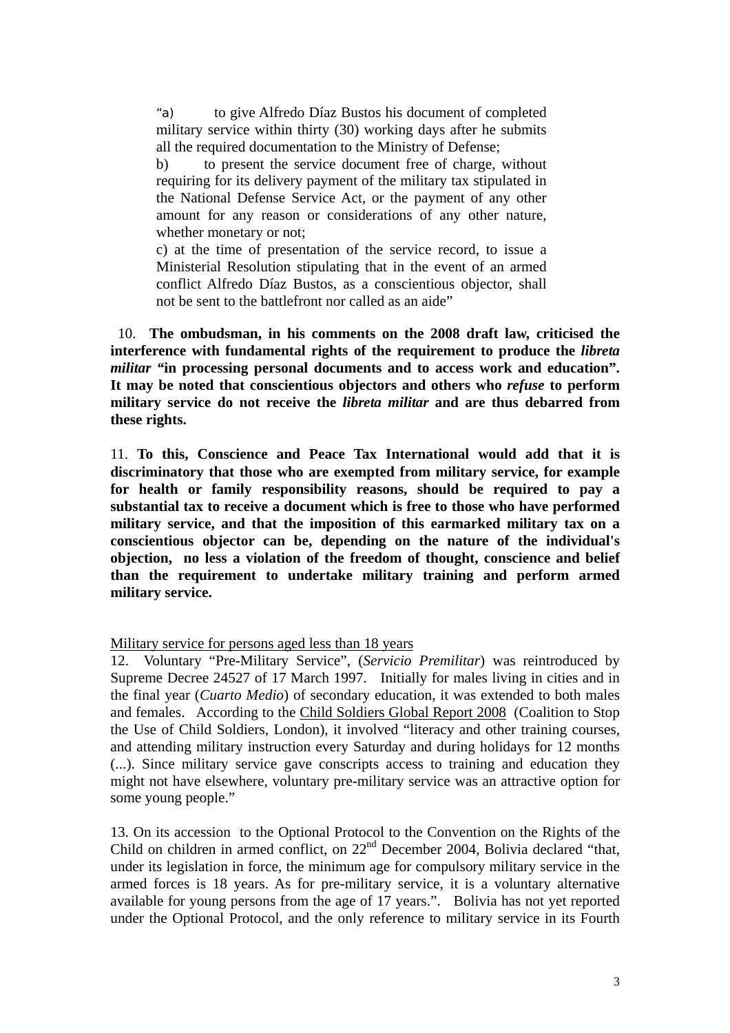> “a) to give Alfredo Díaz Bustos his document of completed military service within thirty (30) working days after he submits all the required documentation to the Ministry of Defense;
>
> b) to present the service document free of charge, without requiring for its delivery payment of the military tax stipulated in the National Defense Service Act, or the payment of any other amount for any reason or considerations of any other nature, whether monetary or not;
>
> c) at the time of presentation of the service record, to issue a Ministerial Resolution stipulating that in the event of an armed conflict Alfredo Díaz Bustos, as a conscientious objector, shall not be sent to the battlefront nor called as an aide”

10. **The ombudsman, in his comments on the 2008 draft law, criticised the interference with fundamental rights of the requirement to produce the *libreta militar* “in processing personal documents and to access work and education”. It may be noted that conscientious objectors and others who *refuse* to perform military service do not receive the *libreta militar* and are thus debarred from these rights.**

11. **To this, Conscience and Peace Tax International would add that it is discriminatory that those who are exempted from military service, for example for health or family responsibility reasons, should be required to pay a substantial tax to receive a document which is free to those who have performed military service, and that the imposition of this earmarked military tax on a conscientious objector can be, depending on the nature of the individual's objection, no less a violation of the freedom of thought, conscience and belief than the requirement to undertake military training and perform armed military service.**

<u>Military service for persons aged less than 18 years</u>

12. Voluntary “Pre-Military Service”, (*Servicio Premilitar*) was reintroduced by Supreme Decree 24527 of 17 March 1997. Initially for males living in cities and in the final year (*Cuarto Medio*) of secondary education, it was extended to both males and females. According to the <u>Child Soldiers Global Report 2008</u> (Coalition to Stop the Use of Child Soldiers, London), it involved “literacy and other training courses, and attending military instruction every Saturday and during holidays for 12 months (...). Since military service gave conscripts access to training and education they might not have elsewhere, voluntary pre-military service was an attractive option for some young people.”

13. On its accession to the Optional Protocol to the Convention on the Rights of the Child on children in armed conflict, on 22nd December 2004, Bolivia declared “that, under its legislation in force, the minimum age for compulsory military service in the armed forces is 18 years. As for pre-military service, it is a voluntary alternative available for young persons from the age of 17 years.”. Bolivia has not yet reported under the Optional Protocol, and the only reference to military service in its Fourth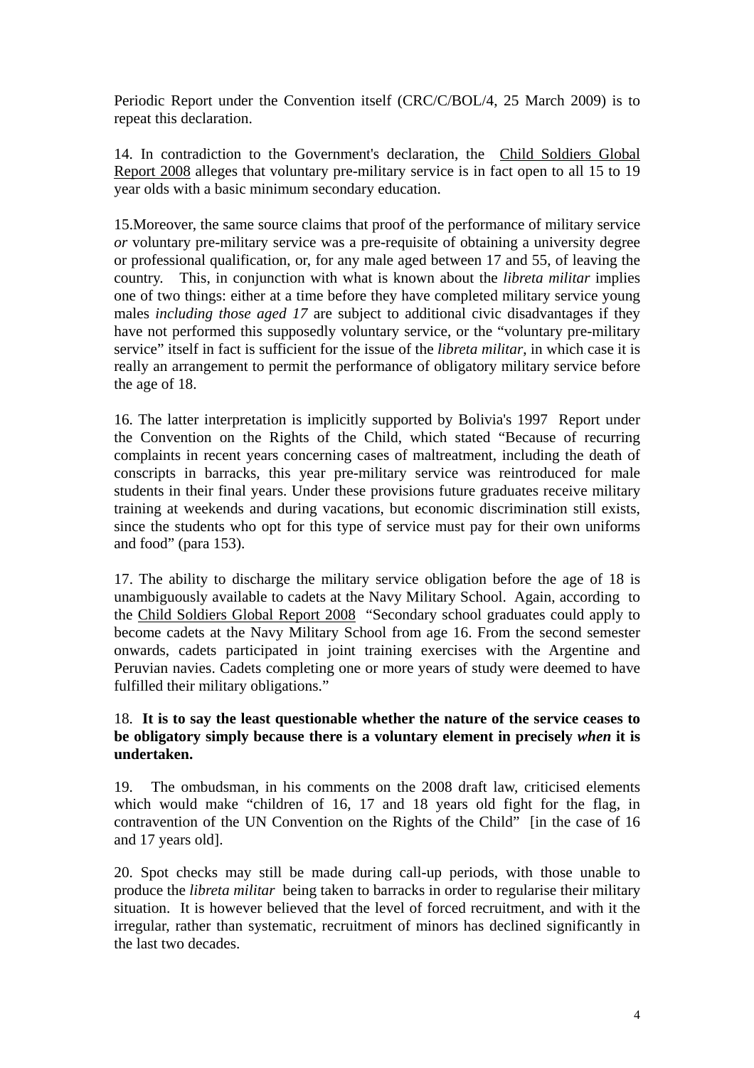Periodic Report under the Convention itself (CRC/C/BOL/4, 25 March 2009) is to repeat this declaration.

14. In contradiction to the Government's declaration, the Child Soldiers Global Report 2008 alleges that voluntary pre-military service is in fact open to all 15 to 19 year olds with a basic minimum secondary education.

15.Moreover, the same source claims that proof of the performance of military service *or* voluntary pre-military service was a pre-requisite of obtaining a university degree or professional qualification, or, for any male aged between 17 and 55, of leaving the country. This, in conjunction with what is known about the *libreta militar* implies one of two things: either at a time before they have completed military service young males *including those aged 17* are subject to additional civic disadvantages if they have not performed this supposedly voluntary service, or the "voluntary pre-military service" itself in fact is sufficient for the issue of the *libreta militar*, in which case it is really an arrangement to permit the performance of obligatory military service before the age of 18.

16. The latter interpretation is implicitly supported by Bolivia's 1997 Report under the Convention on the Rights of the Child, which stated "Because of recurring complaints in recent years concerning cases of maltreatment, including the death of conscripts in barracks, this year pre-military service was reintroduced for male students in their final years. Under these provisions future graduates receive military training at weekends and during vacations, but economic discrimination still exists, since the students who opt for this type of service must pay for their own uniforms and food" (para 153).

17. The ability to discharge the military service obligation before the age of 18 is unambiguously available to cadets at the Navy Military School. Again, according to the Child Soldiers Global Report 2008 "Secondary school graduates could apply to become cadets at the Navy Military School from age 16. From the second semester onwards, cadets participated in joint training exercises with the Argentine and Peruvian navies. Cadets completing one or more years of study were deemed to have fulfilled their military obligations."

18. **It is to say the least questionable whether the nature of the service ceases to be obligatory simply because there is a voluntary element in precisely *when* it is undertaken.**

19. The ombudsman, in his comments on the 2008 draft law, criticised elements which would make "children of 16, 17 and 18 years old fight for the flag, in contravention of the UN Convention on the Rights of the Child" [in the case of 16 and 17 years old].

20. Spot checks may still be made during call-up periods, with those unable to produce the *libreta militar* being taken to barracks in order to regularise their military situation. It is however believed that the level of forced recruitment, and with it the irregular, rather than systematic, recruitment of minors has declined significantly in the last two decades.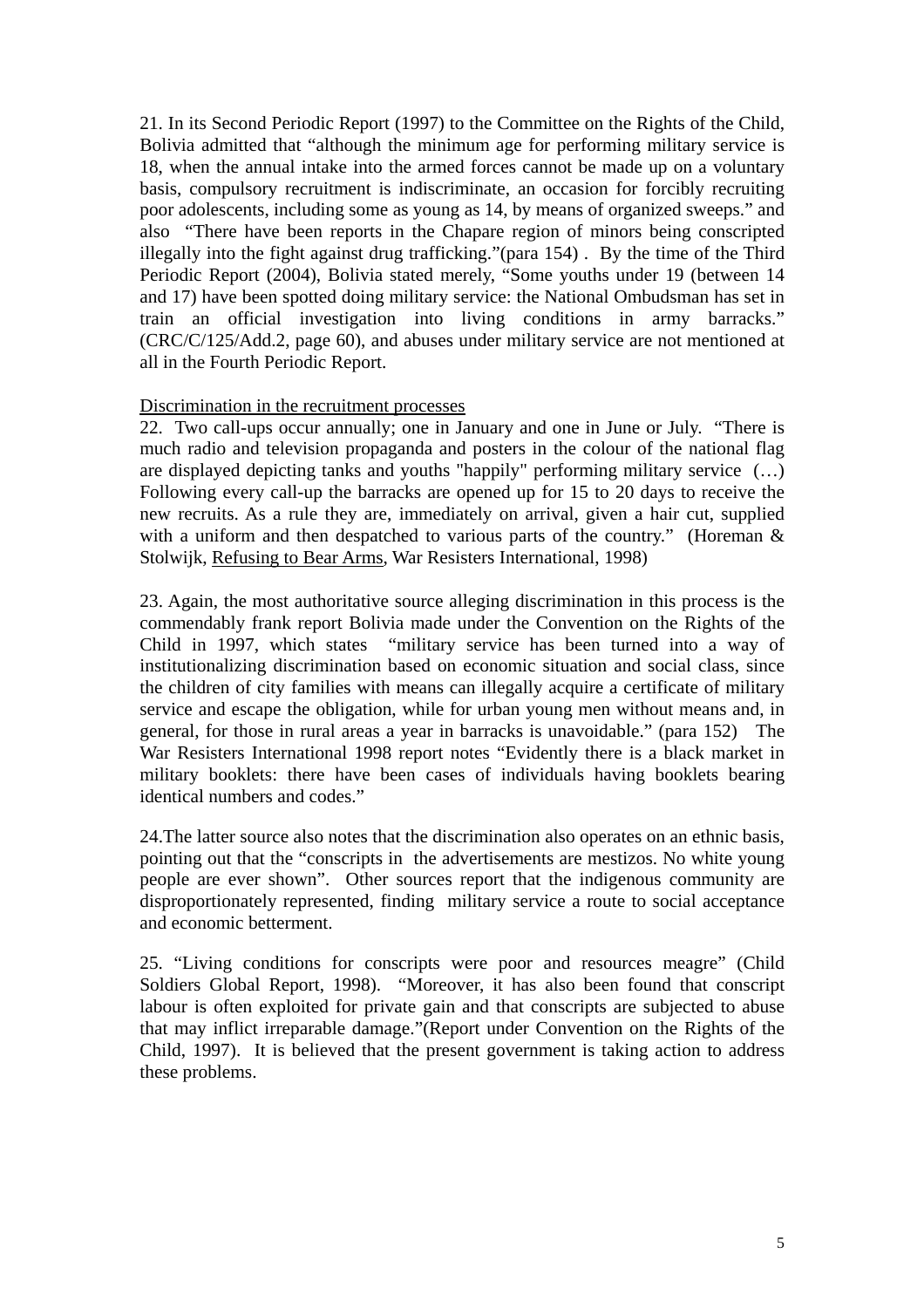21. In its Second Periodic Report (1997) to the Committee on the Rights of the Child, Bolivia admitted that "although the minimum age for performing military service is 18, when the annual intake into the armed forces cannot be made up on a voluntary basis, compulsory recruitment is indiscriminate, an occasion for forcibly recruiting poor adolescents, including some as young as 14, by means of organized sweeps." and also "There have been reports in the Chapare region of minors being conscripted illegally into the fight against drug trafficking."(para 154) . By the time of the Third Periodic Report (2004), Bolivia stated merely, "Some youths under 19 (between 14 and 17) have been spotted doing military service: the National Ombudsman has set in train an official investigation into living conditions in army barracks." (CRC/C/125/Add.2, page 60), and abuses under military service are not mentioned at all in the Fourth Periodic Report.

<u>Discrimination in the recruitment processes</u>

22. Two call-ups occur annually; one in January and one in June or July. "There is much radio and television propaganda and posters in the colour of the national flag are displayed depicting tanks and youths "happily" performing military service (…) Following every call-up the barracks are opened up for 15 to 20 days to receive the new recruits. As a rule they are, immediately on arrival, given a hair cut, supplied with a uniform and then despatched to various parts of the country." (Horeman & Stolwijk, <u>Refusing to Bear Arms</u>, War Resisters International, 1998)

23. Again, the most authoritative source alleging discrimination in this process is the commendably frank report Bolivia made under the Convention on the Rights of the Child in 1997, which states "military service has been turned into a way of institutionalizing discrimination based on economic situation and social class, since the children of city families with means can illegally acquire a certificate of military service and escape the obligation, while for urban young men without means and, in general, for those in rural areas a year in barracks is unavoidable." (para 152) The War Resisters International 1998 report notes "Evidently there is a black market in military booklets: there have been cases of individuals having booklets bearing identical numbers and codes."

24.The latter source also notes that the discrimination also operates on an ethnic basis, pointing out that the "conscripts in the advertisements are mestizos. No white young people are ever shown". Other sources report that the indigenous community are disproportionately represented, finding military service a route to social acceptance and economic betterment.

25. "Living conditions for conscripts were poor and resources meagre" (Child Soldiers Global Report, 1998). "Moreover, it has also been found that conscript labour is often exploited for private gain and that conscripts are subjected to abuse that may inflict irreparable damage."(Report under Convention on the Rights of the Child, 1997). It is believed that the present government is taking action to address these problems.